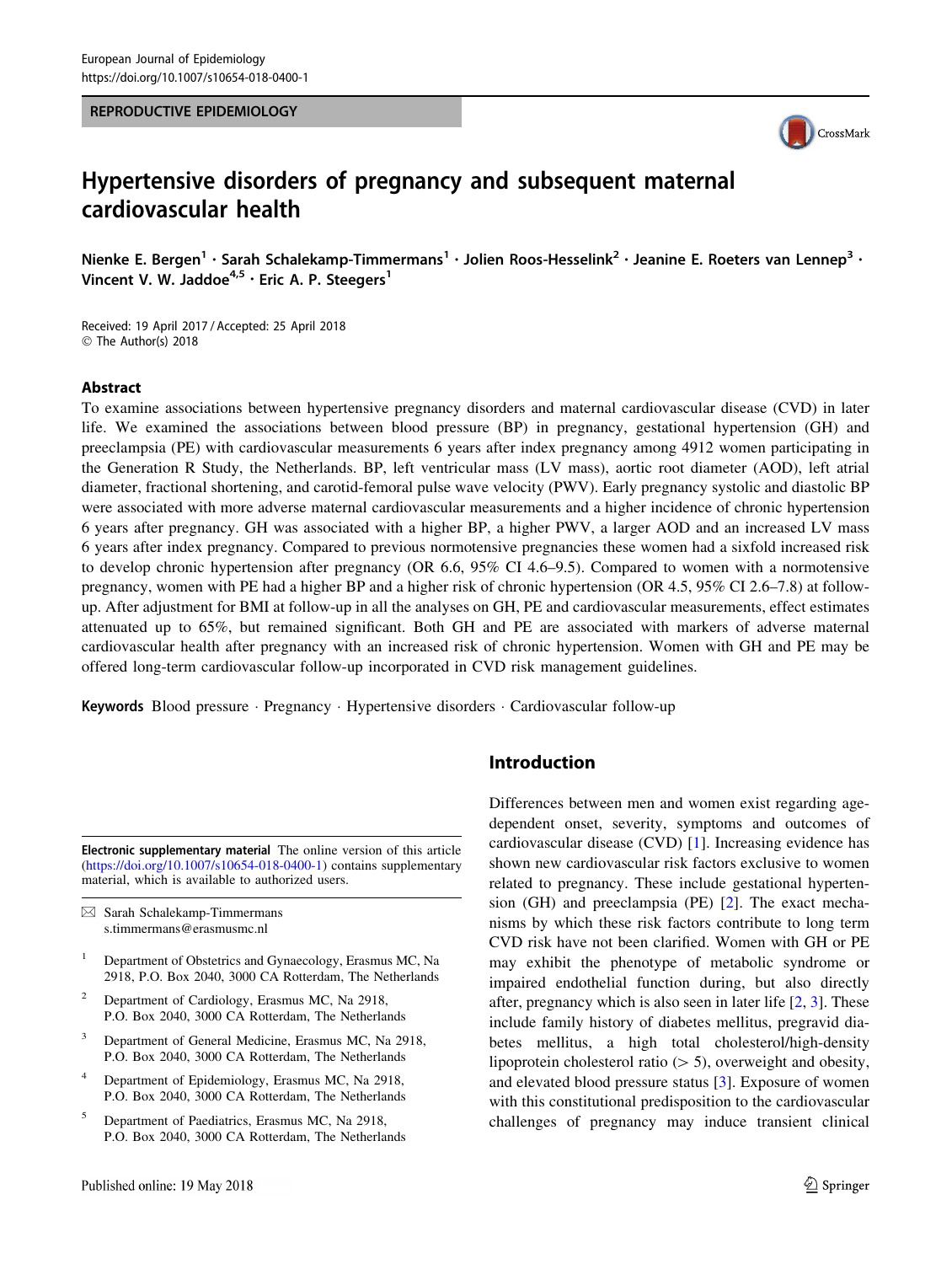REPRODUCTIVE EPIDEMIOLOGY

# Hypertensive disorders of pregnancy and subsequent maternal cardiovascular health

Nienke E. Bergen[1] · Sarah Schalekamp-Timmermans[1] · Jolien Roos-Hesselink[2] · Jeanine E. Roeters van Lennep[3] · Vincent V. W. Jaddoe[4,5] · Eric A. P. Steegers[1]

Received: 19 April 2017 / Accepted: 25 April 2018
© The Author(s) 2018

## Abstract

To examine associations between hypertensive pregnancy disorders and maternal cardiovascular disease (CVD) in later life. We examined the associations between blood pressure (BP) in pregnancy, gestational hypertension (GH) and preeclampsia (PE) with cardiovascular measurements 6 years after index pregnancy among 4912 women participating in the Generation R Study, the Netherlands. BP, left ventricular mass (LV mass), aortic root diameter (AOD), left atrial diameter, fractional shortening, and carotid-femoral pulse wave velocity (PWV). Early pregnancy systolic and diastolic BP were associated with more adverse maternal cardiovascular measurements and a higher incidence of chronic hypertension 6 years after pregnancy. GH was associated with a higher BP, a higher PWV, a larger AOD and an increased LV mass 6 years after index pregnancy. Compared to previous normotensive pregnancies these women had a sixfold increased risk to develop chronic hypertension after pregnancy (OR 6.6, 95% CI 4.6–9.5). Compared to women with a normotensive pregnancy, women with PE had a higher BP and a higher risk of chronic hypertension (OR 4.5, 95% CI 2.6–7.8) at follow-up. After adjustment for BMI at follow-up in all the analyses on GH, PE and cardiovascular measurements, effect estimates attenuated up to 65%, but remained significant. Both GH and PE are associated with markers of adverse maternal cardiovascular health after pregnancy with an increased risk of chronic hypertension. Women with GH and PE may be offered long-term cardiovascular follow-up incorporated in CVD risk management guidelines.

**Keywords** Blood pressure · Pregnancy · Hypertensive disorders · Cardiovascular follow-up

## Introduction

Differences between men and women exist regarding age-dependent onset, severity, symptoms and outcomes of cardiovascular disease (CVD) [1]. Increasing evidence has shown new cardiovascular risk factors exclusive to women related to pregnancy. These include gestational hypertension (GH) and preeclampsia (PE) [2]. The exact mechanisms by which these risk factors contribute to long term CVD risk have not been clarified. Women with GH or PE may exhibit the phenotype of metabolic syndrome or impaired endothelial function during, but also directly after, pregnancy which is also seen in later life [2, 3]. These include family history of diabetes mellitus, pregravid diabetes mellitus, a high total cholesterol/high-density lipoprotein cholesterol ratio (> 5), overweight and obesity, and elevated blood pressure status [3]. Exposure of women with this constitutional predisposition to the cardiovascular challenges of pregnancy may induce transient clinical

**Electronic supplementary material** The online version of this article (https://doi.org/10.1007/s10654-018-0400-1) contains supplementary material, which is available to authorized users.

✉ Sarah Schalekamp-Timmermans
s.timmermans@erasmusmc.nl

[1] Department of Obstetrics and Gynaecology, Erasmus MC, Na 2918, P.O. Box 2040, 3000 CA Rotterdam, The Netherlands

[2] Department of Cardiology, Erasmus MC, Na 2918, P.O. Box 2040, 3000 CA Rotterdam, The Netherlands

[3] Department of General Medicine, Erasmus MC, Na 2918, P.O. Box 2040, 3000 CA Rotterdam, The Netherlands

[4] Department of Epidemiology, Erasmus MC, Na 2918, P.O. Box 2040, 3000 CA Rotterdam, The Netherlands

[5] Department of Paediatrics, Erasmus MC, Na 2918, P.O. Box 2040, 3000 CA Rotterdam, The Netherlands

Published online: 19 May 2018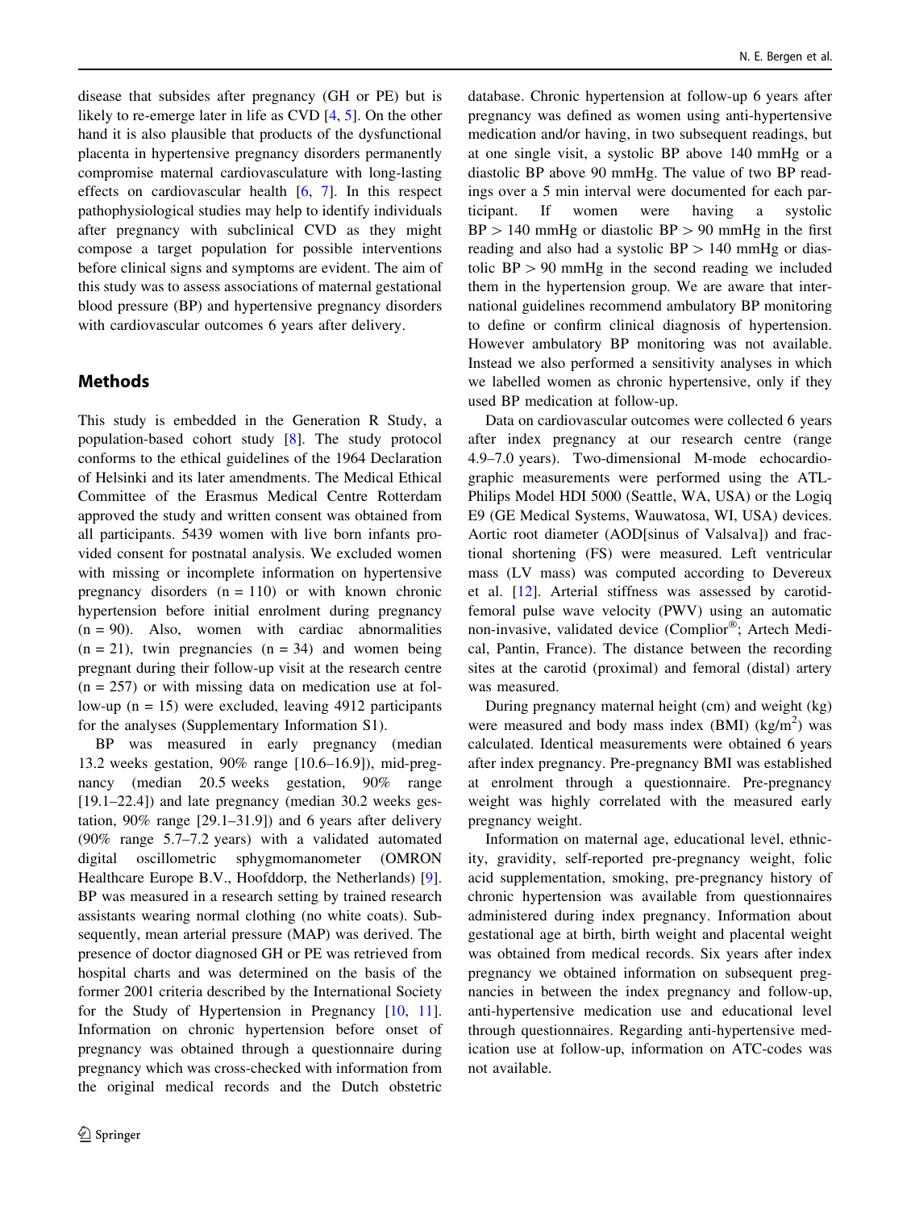disease that subsides after pregnancy (GH or PE) but is likely to re-emerge later in life as CVD [4, 5]. On the other hand it is also plausible that products of the dysfunctional placenta in hypertensive pregnancy disorders permanently compromise maternal cardiovasculature with long-lasting effects on cardiovascular health [6, 7]. In this respect pathophysiological studies may help to identify individuals after pregnancy with subclinical CVD as they might compose a target population for possible interventions before clinical signs and symptoms are evident. The aim of this study was to assess associations of maternal gestational blood pressure (BP) and hypertensive pregnancy disorders with cardiovascular outcomes 6 years after delivery.

## Methods

This study is embedded in the Generation R Study, a population-based cohort study [8]. The study protocol conforms to the ethical guidelines of the 1964 Declaration of Helsinki and its later amendments. The Medical Ethical Committee of the Erasmus Medical Centre Rotterdam approved the study and written consent was obtained from all participants. 5439 women with live born infants provided consent for postnatal analysis. We excluded women with missing or incomplete information on hypertensive pregnancy disorders (n = 110) or with known chronic hypertension before initial enrolment during pregnancy (n = 90). Also, women with cardiac abnormalities (n = 21), twin pregnancies (n = 34) and women being pregnant during their follow-up visit at the research centre (n = 257) or with missing data on medication use at follow-up (n = 15) were excluded, leaving 4912 participants for the analyses (Supplementary Information S1).

BP was measured in early pregnancy (median 13.2 weeks gestation, 90% range [10.6–16.9]), mid-pregnancy (median 20.5 weeks gestation, 90% range [19.1–22.4]) and late pregnancy (median 30.2 weeks gestation, 90% range [29.1–31.9]) and 6 years after delivery (90% range 5.7–7.2 years) with a validated automated digital oscillometric sphygmomanometer (OMRON Healthcare Europe B.V., Hoofddorp, the Netherlands) [9]. BP was measured in a research setting by trained research assistants wearing normal clothing (no white coats). Subsequently, mean arterial pressure (MAP) was derived. The presence of doctor diagnosed GH or PE was retrieved from hospital charts and was determined on the basis of the former 2001 criteria described by the International Society for the Study of Hypertension in Pregnancy [10, 11]. Information on chronic hypertension before onset of pregnancy was obtained through a questionnaire during pregnancy which was cross-checked with information from the original medical records and the Dutch obstetric database. Chronic hypertension at follow-up 6 years after pregnancy was defined as women using anti-hypertensive medication and/or having, in two subsequent readings, but at one single visit, a systolic BP above 140 mmHg or a diastolic BP above 90 mmHg. The value of two BP readings over a 5 min interval were documented for each participant. If women were having a systolic BP $>$ 140 mmHg or diastolic BP $>$ 90 mmHg in the first reading and also had a systolic BP $>$ 140 mmHg or diastolic BP $>$ 90 mmHg in the second reading we included them in the hypertension group. We are aware that international guidelines recommend ambulatory BP monitoring to define or confirm clinical diagnosis of hypertension. However ambulatory BP monitoring was not available. Instead we also performed a sensitivity analyses in which we labelled women as chronic hypertensive, only if they used BP medication at follow-up.

Data on cardiovascular outcomes were collected 6 years after index pregnancy at our research centre (range 4.9–7.0 years). Two-dimensional M-mode echocardiographic measurements were performed using the ATL-Philips Model HDI 5000 (Seattle, WA, USA) or the Logiq E9 (GE Medical Systems, Wauwatosa, WI, USA) devices. Aortic root diameter (AOD[sinus of Valsalva]) and fractional shortening (FS) were measured. Left ventricular mass (LV mass) was computed according to Devereux et al. [12]. Arterial stiffness was assessed by carotid-femoral pulse wave velocity (PWV) using an automatic non-invasive, validated device (Complior®; Artech Medical, Pantin, France). The distance between the recording sites at the carotid (proximal) and femoral (distal) artery was measured.

During pregnancy maternal height (cm) and weight (kg) were measured and body mass index (BMI) (kg/m$^2$) was calculated. Identical measurements were obtained 6 years after index pregnancy. Pre-pregnancy BMI was established at enrolment through a questionnaire. Pre-pregnancy weight was highly correlated with the measured early pregnancy weight.

Information on maternal age, educational level, ethnicity, gravidity, self-reported pre-pregnancy weight, folic acid supplementation, smoking, pre-pregnancy history of chronic hypertension was available from questionnaires administered during index pregnancy. Information about gestational age at birth, birth weight and placental weight was obtained from medical records. Six years after index pregnancy we obtained information on subsequent pregnancies in between the index pregnancy and follow-up, anti-hypertensive medication use and educational level through questionnaires. Regarding anti-hypertensive medication use at follow-up, information on ATC-codes was not available.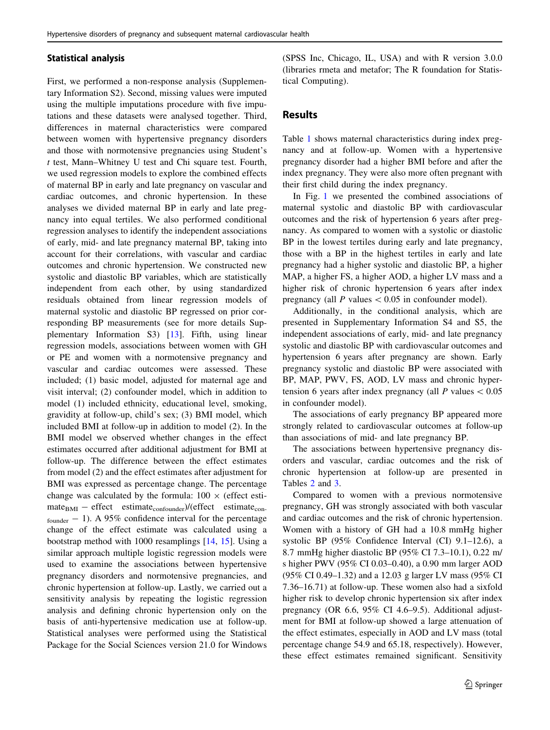### Statistical analysis

First, we performed a non-response analysis (Supplementary Information S2). Second, missing values were imputed using the multiple imputations procedure with five imputations and these datasets were analysed together. Third, differences in maternal characteristics were compared between women with hypertensive pregnancy disorders and those with normotensive pregnancies using Student's *t* test, Mann–Whitney U test and Chi square test. Fourth, we used regression models to explore the combined effects of maternal BP in early and late pregnancy on vascular and cardiac outcomes, and chronic hypertension. In these analyses we divided maternal BP in early and late pregnancy into equal tertiles. We also performed conditional regression analyses to identify the independent associations of early, mid- and late pregnancy maternal BP, taking into account for their correlations, with vascular and cardiac outcomes and chronic hypertension. We constructed new systolic and diastolic BP variables, which are statistically independent from each other, by using standardized residuals obtained from linear regression models of maternal systolic and diastolic BP regressed on prior corresponding BP measurements (see for more details Supplementary Information S3) [13]. Fifth, using linear regression models, associations between women with GH or PE and women with a normotensive pregnancy and vascular and cardiac outcomes were assessed. These included; (1) basic model, adjusted for maternal age and visit interval; (2) confounder model, which in addition to model (1) included ethnicity, educational level, smoking, gravidity at follow-up, child's sex; (3) BMI model, which included BMI at follow-up in addition to model (2). In the BMI model we observed whether changes in the effect estimates occurred after additional adjustment for BMI at follow-up. The difference between the effect estimates from model (2) and the effect estimates after adjustment for BMI was expressed as percentage change. The percentage change was calculated by the formula: $100 \times (\text{effect estimate}_{\text{BMI}} - \text{effect estimate}_{\text{confounder}})/(\text{effect estimate}_{\text{confounder}} - 1)$. A 95% confidence interval for the percentage change of the effect estimate was calculated using a bootstrap method with 1000 resamplings [14, 15]. Using a similar approach multiple logistic regression models were used to examine the associations between hypertensive pregnancy disorders and normotensive pregnancies, and chronic hypertension at follow-up. Lastly, we carried out a sensitivity analysis by repeating the logistic regression analysis and defining chronic hypertension only on the basis of anti-hypertensive medication use at follow-up. Statistical analyses were performed using the Statistical Package for the Social Sciences version 21.0 for Windows (SPSS Inc, Chicago, IL, USA) and with R version 3.0.0 (libraries rmeta and metafor; The R foundation for Statistical Computing).

## Results

Table 1 shows maternal characteristics during index pregnancy and at follow-up. Women with a hypertensive pregnancy disorder had a higher BMI before and after the index pregnancy. They were also more often pregnant with their first child during the index pregnancy.

In Fig. 1 we presented the combined associations of maternal systolic and diastolic BP with cardiovascular outcomes and the risk of hypertension 6 years after pregnancy. As compared to women with a systolic or diastolic BP in the lowest tertiles during early and late pregnancy, those with a BP in the highest tertiles in early and late pregnancy had a higher systolic and diastolic BP, a higher MAP, a higher FS, a higher AOD, a higher LV mass and a higher risk of chronic hypertension 6 years after index pregnancy (all $P$ values $< 0.05$ in confounder model).

Additionally, in the conditional analysis, which are presented in Supplementary Information S4 and S5, the independent associations of early, mid- and late pregnancy systolic and diastolic BP with cardiovascular outcomes and hypertension 6 years after pregnancy are shown. Early pregnancy systolic and diastolic BP were associated with BP, MAP, PWV, FS, AOD, LV mass and chronic hypertension 6 years after index pregnancy (all $P$ values $< 0.05$ in confounder model).

The associations of early pregnancy BP appeared more strongly related to cardiovascular outcomes at follow-up than associations of mid- and late pregnancy BP.

The associations between hypertensive pregnancy disorders and vascular, cardiac outcomes and the risk of chronic hypertension at follow-up are presented in Tables 2 and 3.

Compared to women with a previous normotensive pregnancy, GH was strongly associated with both vascular and cardiac outcomes and the risk of chronic hypertension. Women with a history of GH had a 10.8 mmHg higher systolic BP (95% Confidence Interval (CI) 9.1–12.6), a 8.7 mmHg higher diastolic BP (95% CI 7.3–10.1), a 0.22 m/s higher PWV (95% CI 0.03–0.40), a 0.90 mm larger AOD (95% CI 0.49–1.32) and a 12.03 g larger LV mass (95% CI 7.36–16.71) at follow-up. These women also had a sixfold higher risk to develop chronic hypertension six after index pregnancy (OR 6.6, 95% CI 4.6–9.5). Additional adjustment for BMI at follow-up showed a large attenuation of the effect estimates, especially in AOD and LV mass (total percentage change 54.9 and 65.18, respectively). However, these effect estimates remained significant. Sensitivity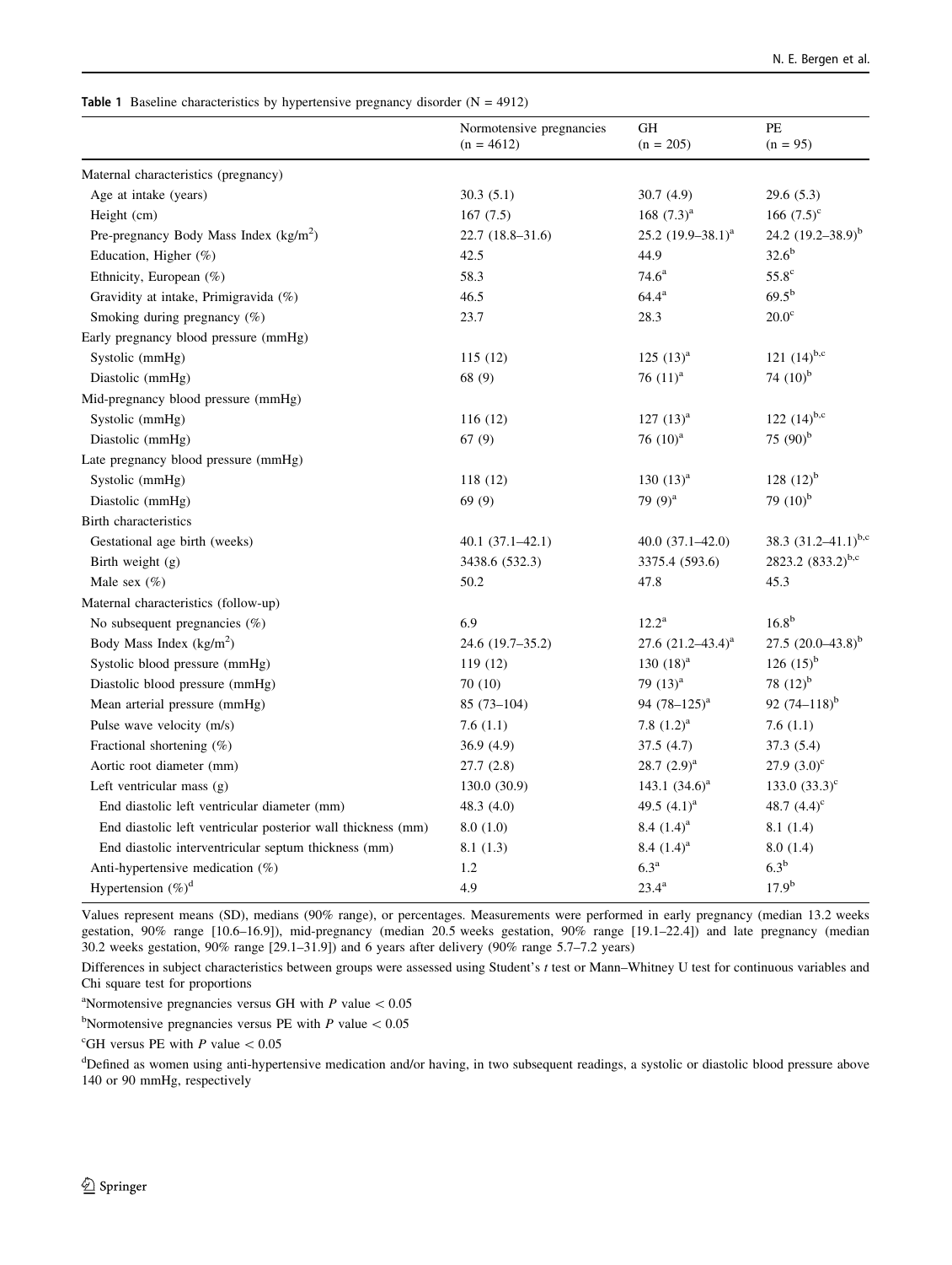**Table 1** Baseline characteristics by hypertensive pregnancy disorder (N = 4912)

| | Normotensive pregnancies (n = 4612) | GH (n = 205) | PE (n = 95) |
|---|---|---|---|
| Maternal characteristics (pregnancy) | | | |
| Age at intake (years) | 30.3 (5.1) | 30.7 (4.9) | 29.6 (5.3) |
| Height (cm) | 167 (7.5) | 168 (7.3)[a] | 166 (7.5)[c] |
| Pre-pregnancy Body Mass Index (kg/m$^2$) | 22.7 (18.8–31.6) | 25.2 (19.9–38.1)[a] | 24.2 (19.2–38.9)[b] |
| Education, Higher (%) | 42.5 | 44.9 | 32.6[b] |
| Ethnicity, European (%) | 58.3 | 74.6[a] | 55.8[c] |
| Gravidity at intake, Primigravida (%) | 46.5 | 64.4[a] | 69.5[b] |
| Smoking during pregnancy (%) | 23.7 | 28.3 | 20.0[c] |
| Early pregnancy blood pressure (mmHg) | | | |
| Systolic (mmHg) | 115 (12) | 125 (13)[a] | 121 (14)[b,c] |
| Diastolic (mmHg) | 68 (9) | 76 (11)[a] | 74 (10)[b] |
| Mid-pregnancy blood pressure (mmHg) | | | |
| Systolic (mmHg) | 116 (12) | 127 (13)[a] | 122 (14)[b,c] |
| Diastolic (mmHg) | 67 (9) | 76 (10)[a] | 75 (90)[b] |
| Late pregnancy blood pressure (mmHg) | | | |
| Systolic (mmHg) | 118 (12) | 130 (13)[a] | 128 (12)[b] |
| Diastolic (mmHg) | 69 (9) | 79 (9)[a] | 79 (10)[b] |
| Birth characteristics | | | |
| Gestational age birth (weeks) | 40.1 (37.1–42.1) | 40.0 (37.1–42.0) | 38.3 (31.2–41.1)[b,c] |
| Birth weight (g) | 3438.6 (532.3) | 3375.4 (593.6) | 2823.2 (833.2)[b,c] |
| Male sex (%) | 50.2 | 47.8 | 45.3 |
| Maternal characteristics (follow-up) | | | |
| No subsequent pregnancies (%) | 6.9 | 12.2[a] | 16.8[b] |
| Body Mass Index (kg/m$^2$) | 24.6 (19.7–35.2) | 27.6 (21.2–43.4)[a] | 27.5 (20.0–43.8)[b] |
| Systolic blood pressure (mmHg) | 119 (12) | 130 (18)[a] | 126 (15)[b] |
| Diastolic blood pressure (mmHg) | 70 (10) | 79 (13)[a] | 78 (12)[b] |
| Mean arterial pressure (mmHg) | 85 (73–104) | 94 (78–125)[a] | 92 (74–118)[b] |
| Pulse wave velocity (m/s) | 7.6 (1.1) | 7.8 (1.2)[a] | 7.6 (1.1) |
| Fractional shortening (%) | 36.9 (4.9) | 37.5 (4.7) | 37.3 (5.4) |
| Aortic root diameter (mm) | 27.7 (2.8) | 28.7 (2.9)[a] | 27.9 (3.0)[c] |
| Left ventricular mass (g) | 130.0 (30.9) | 143.1 (34.6)[a] | 133.0 (33.3)[c] |
| End diastolic left ventricular diameter (mm) | 48.3 (4.0) | 49.5 (4.1)[a] | 48.7 (4.4)[c] |
| End diastolic left ventricular posterior wall thickness (mm) | 8.0 (1.0) | 8.4 (1.4)[a] | 8.1 (1.4) |
| End diastolic interventricular septum thickness (mm) | 8.1 (1.3) | 8.4 (1.4)[a] | 8.0 (1.4) |
| Anti-hypertensive medication (%) | 1.2 | 6.3[a] | 6.3[b] |
| Hypertension (%)[d] | 4.9 | 23.4[a] | 17.9[b] |

Values represent means (SD), medians (90% range), or percentages. Measurements were performed in early pregnancy (median 13.2 weeks gestation, 90% range [10.6–16.9]), mid-pregnancy (median 20.5 weeks gestation, 90% range [19.1–22.4]) and late pregnancy (median 30.2 weeks gestation, 90% range [29.1–31.9]) and 6 years after delivery (90% range 5.7–7.2 years)

Differences in subject characteristics between groups were assessed using Student's *t* test or Mann–Whitney U test for continuous variables and Chi square test for proportions

[a]Normotensive pregnancies versus GH with *P* value $< 0.05$

[b]Normotensive pregnancies versus PE with *P* value $< 0.05$

[c]GH versus PE with *P* value $< 0.05$

[d]Defined as women using anti-hypertensive medication and/or having, in two subsequent readings, a systolic or diastolic blood pressure above 140 or 90 mmHg, respectively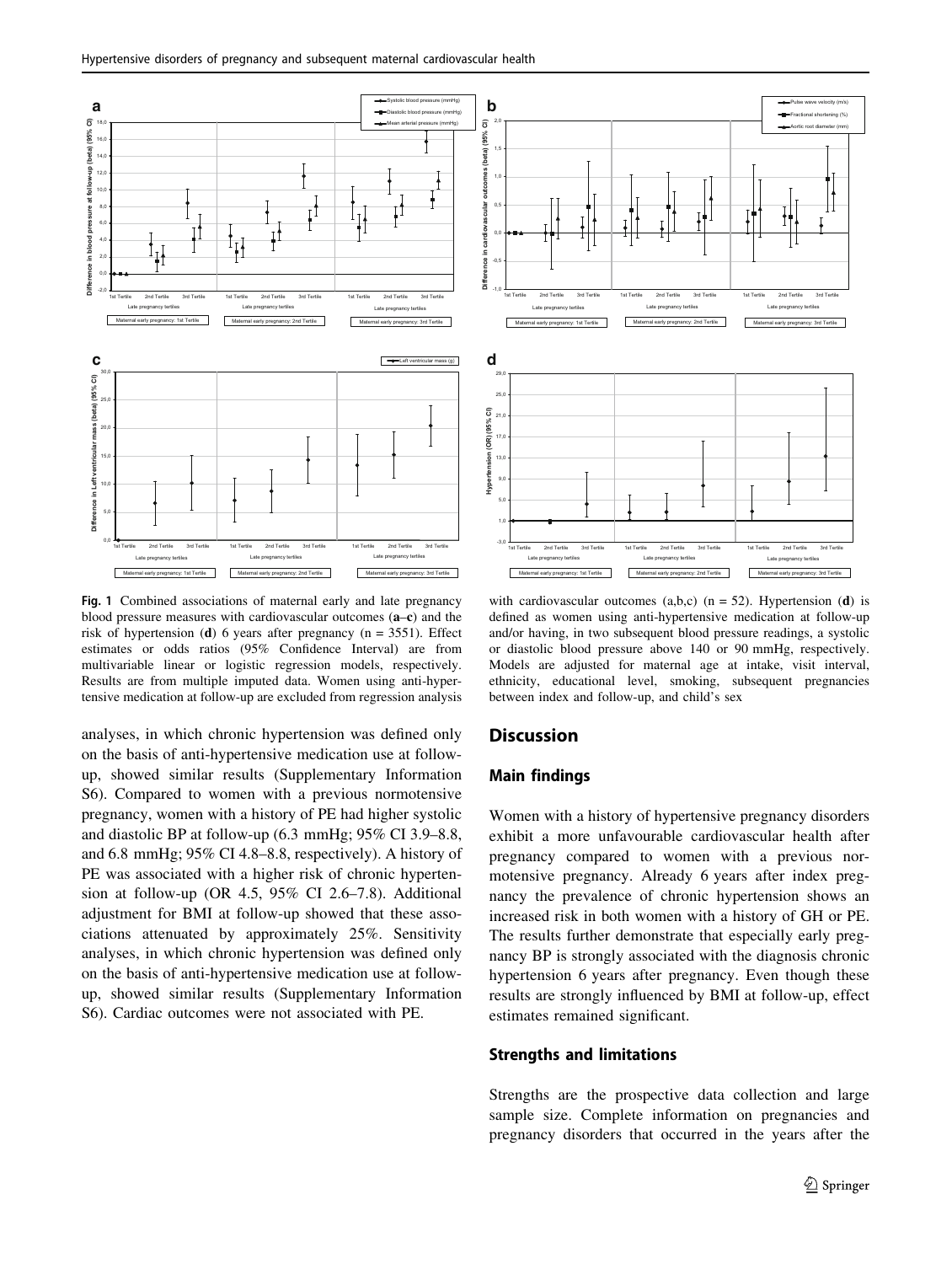a

Systolic blood pressure (mmHg)
Diastolic blood pressure (mmHg)
Mean arterial pressure (mmHg)

Difference in blood pressure at follow-up (beta) (95% CI)

18,0
16,0
14,0
12,0
10,0
8,0
6,0
4,0
2,0
0,0
-2,0

1st Tertile 2nd Tertile 3rd Tertile 1st Tertile 2nd Tertile 3rd Tertile 1st Tertile 2nd Tertile 3rd Tertile

Late pregnancy tertiles Late pregnancy tertiles Late pregnancy tertiles

Maternal early pregnancy: 1st Tertile Maternal early pregnancy: 2nd Tertile Maternal early pregnancy: 3rd Tertile

b

Pulse wave velocity (m/s)
Fractional shortening (%)
Aortic root diameter (mm)

Difference in cardiovascular outcomes (beta) (95% CI)

2,0
1,5
1,0
0,5
0,0
-0,5
-1,0

1st Tertile 2nd Tertile 3rd Tertile 1st Tertile 2nd Tertile 3rd Tertile 1st Tertile 2nd Tertile 3rd Tertile

Late pregnancy tertiles Late pregnancy tertiles Late pregnancy tertiles

Maternal early pregnancy: 1st Tertile Maternal early pregnancy: 2nd Tertile Maternal early pregnancy: 3rd Tertile

c

Left ventricular mass (g)

Difference in Left ventricular mass (beta) (95% CI)

30,0
25,0
20,0
15,0
10,0
5,0
0,0

1st Tertile 2nd Tertile 3rd Tertile 1st Tertile 2nd Tertile 3rd Tertile 1st Tertile 2nd Tertile 3rd Tertile

Late pregnancy tertiles Late pregnancy tertiles Late pregnancy tertiles

Maternal early pregnancy: 1st Tertile Maternal early pregnancy: 2nd Tertile Maternal early pregnancy: 3rd Tertile

d

Hypertension (OR) (95% CI)

29,0
25,0
21,0
17,0
13,0
9,0
5,0
1,0
-3,0

1st Tertile 2nd Tertile 3rd Tertile 1st Tertile 2nd Tertile 3rd Tertile 1st Tertile 2nd Tertile 3rd Tertile

Late pregnancy tertiles Late pregnancy tertiles Late pregnancy tertiles

Maternal early pregnancy: 1st Tertile Maternal early pregnancy: 2nd Tertile Maternal early pregnancy: 3rd Tertile

**Fig. 1** Combined associations of maternal early and late pregnancy blood pressure measures with cardiovascular outcomes (**a**–**c**) and the risk of hypertension (**d**) 6 years after pregnancy (n = 3551). Effect estimates or odds ratios (95% Confidence Interval) are from multivariable linear or logistic regression models, respectively. Results are from multiple imputed data. Women using anti-hypertensive medication at follow-up are excluded from regression analysis with cardiovascular outcomes (a,b,c) (n = 52). Hypertension (**d**) is defined as women using anti-hypertensive medication at follow-up and/or having, in two subsequent blood pressure readings, a systolic or diastolic blood pressure above 140 or 90 mmHg, respectively. Models are adjusted for maternal age at intake, visit interval, ethnicity, educational level, smoking, subsequent pregnancies between index and follow-up, and child's sex

analyses, in which chronic hypertension was defined only on the basis of anti-hypertensive medication use at follow-up, showed similar results (Supplementary Information S6). Compared to women with a previous normotensive pregnancy, women with a history of PE had higher systolic and diastolic BP at follow-up (6.3 mmHg; 95% CI 3.9–8.8, and 6.8 mmHg; 95% CI 4.8–8.8, respectively). A history of PE was associated with a higher risk of chronic hypertension at follow-up (OR 4.5, 95% CI 2.6–7.8). Additional adjustment for BMI at follow-up showed that these associations attenuated by approximately 25%. Sensitivity analyses, in which chronic hypertension was defined only on the basis of anti-hypertensive medication use at follow-up, showed similar results (Supplementary Information S6). Cardiac outcomes were not associated with PE.

## Discussion

### Main findings

Women with a history of hypertensive pregnancy disorders exhibit a more unfavourable cardiovascular health after pregnancy compared to women with a previous normotensive pregnancy. Already 6 years after index pregnancy the prevalence of chronic hypertension shows an increased risk in both women with a history of GH or PE. The results further demonstrate that especially early pregnancy BP is strongly associated with the diagnosis chronic hypertension 6 years after pregnancy. Even though these results are strongly influenced by BMI at follow-up, effect estimates remained significant.

### Strengths and limitations

Strengths are the prospective data collection and large sample size. Complete information on pregnancies and pregnancy disorders that occurred in the years after the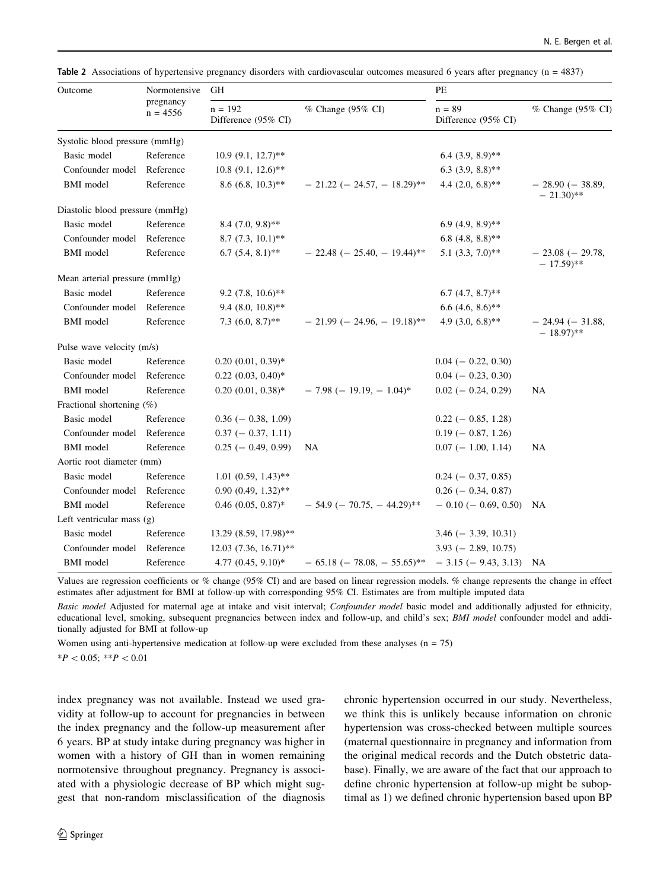**Table 2** Associations of hypertensive pregnancy disorders with cardiovascular outcomes measured 6 years after pregnancy (n = 4837)

| Outcome | Normotensive pregnancy n = 4556 | GH | | PE | |
|---|---|---|---|---|---|
| | | n = 192 Difference (95% CI) | % Change (95% CI) | n = 89 Difference (95% CI) | % Change (95% CI) |
| Systolic blood pressure (mmHg) | | | | | |
| Basic model | Reference | 10.9 (9.1, 12.7)** | | 6.4 (3.9, 8.9)** | |
| Confounder model | Reference | 10.8 (9.1, 12.6)** | | 6.3 (3.9, 8.8)** | |
| BMI model | Reference | 8.6 (6.8, 10.3)** | − 21.22 (− 24.57, − 18.29)** | 4.4 (2.0, 6.8)** | − 28.90 (− 38.89, − 21.30)** |
| Diastolic blood pressure (mmHg) | | | | | |
| Basic model | Reference | 8.4 (7.0, 9.8)** | | 6.9 (4.9, 8.9)** | |
| Confounder model | Reference | 8.7 (7.3, 10.1)** | | 6.8 (4.8, 8.8)** | |
| BMI model | Reference | 6.7 (5.4, 8.1)** | − 22.48 (− 25.40, − 19.44)** | 5.1 (3.3, 7.0)** | − 23.08 (− 29.78, − 17.59)** |
| Mean arterial pressure (mmHg) | | | | | |
| Basic model | Reference | 9.2 (7.8, 10.6)** | | 6.7 (4.7, 8.7)** | |
| Confounder model | Reference | 9.4 (8.0, 10.8)** | | 6.6 (4.6, 8.6)** | |
| BMI model | Reference | 7.3 (6.0, 8.7)** | − 21.99 (− 24.96, − 19.18)** | 4.9 (3.0, 6.8)** | − 24.94 (− 31.88, − 18.97)** |
| Pulse wave velocity (m/s) | | | | | |
| Basic model | Reference | 0.20 (0.01, 0.39)* | | 0.04 (− 0.22, 0.30) | |
| Confounder model | Reference | 0.22 (0.03, 0.40)* | | 0.04 (− 0.23, 0.30) | |
| BMI model | Reference | 0.20 (0.01, 0.38)* | − 7.98 (− 19.19, − 1.04)* | 0.02 (− 0.24, 0.29) | NA |
| Fractional shortening (%) | | | | | |
| Basic model | Reference | 0.36 (− 0.38, 1.09) | | 0.22 (− 0.85, 1.28) | |
| Confounder model | Reference | 0.37 (− 0.37, 1.11) | | 0.19 (− 0.87, 1.26) | |
| BMI model | Reference | 0.25 (− 0.49, 0.99) | NA | 0.07 (− 1.00, 1.14) | NA |
| Aortic root diameter (mm) | | | | | |
| Basic model | Reference | 1.01 (0.59, 1.43)** | | 0.24 (− 0.37, 0.85) | |
| Confounder model | Reference | 0.90 (0.49, 1.32)** | | 0.26 (− 0.34, 0.87) | |
| BMI model | Reference | 0.46 (0.05, 0.87)* | − 54.9 (− 70.75, − 44.29)** | − 0.10 (− 0.69, 0.50) | NA |
| Left ventricular mass (g) | | | | | |
| Basic model | Reference | 13.29 (8.59, 17.98)** | | 3.46 (− 3.39, 10.31) | |
| Confounder model | Reference | 12.03 (7.36, 16.71)** | | 3.93 (− 2.89, 10.75) | |
| BMI model | Reference | 4.77 (0.45, 9.10)* | − 65.18 (− 78.08, − 55.65)** | − 3.15 (− 9.43, 3.13) | NA |

Values are regression coefficients or % change (95% CI) and are based on linear regression models. % change represents the change in effect estimates after adjustment for BMI at follow-up with corresponding 95% CI. Estimates are from multiple imputed data

*Basic model* Adjusted for maternal age at intake and visit interval; *Confounder model* basic model and additionally adjusted for ethnicity, educational level, smoking, subsequent pregnancies between index and follow-up, and child's sex; *BMI model* confounder model and additionally adjusted for BMI at follow-up

Women using anti-hypertensive medication at follow-up were excluded from these analyses (n = 75)

*$P < 0.05$; **$P < 0.01$

index pregnancy was not available. Instead we used gravidity at follow-up to account for pregnancies in between the index pregnancy and the follow-up measurement after 6 years. BP at study intake during pregnancy was higher in women with a history of GH than in women remaining normotensive throughout pregnancy. Pregnancy is associated with a physiologic decrease of BP which might suggest that non-random misclassification of the diagnosis chronic hypertension occurred in our study. Nevertheless, we think this is unlikely because information on chronic hypertension was cross-checked between multiple sources (maternal questionnaire in pregnancy and information from the original medical records and the Dutch obstetric database). Finally, we are aware of the fact that our approach to define chronic hypertension at follow-up might be suboptimal as 1) we defined chronic hypertension based upon BP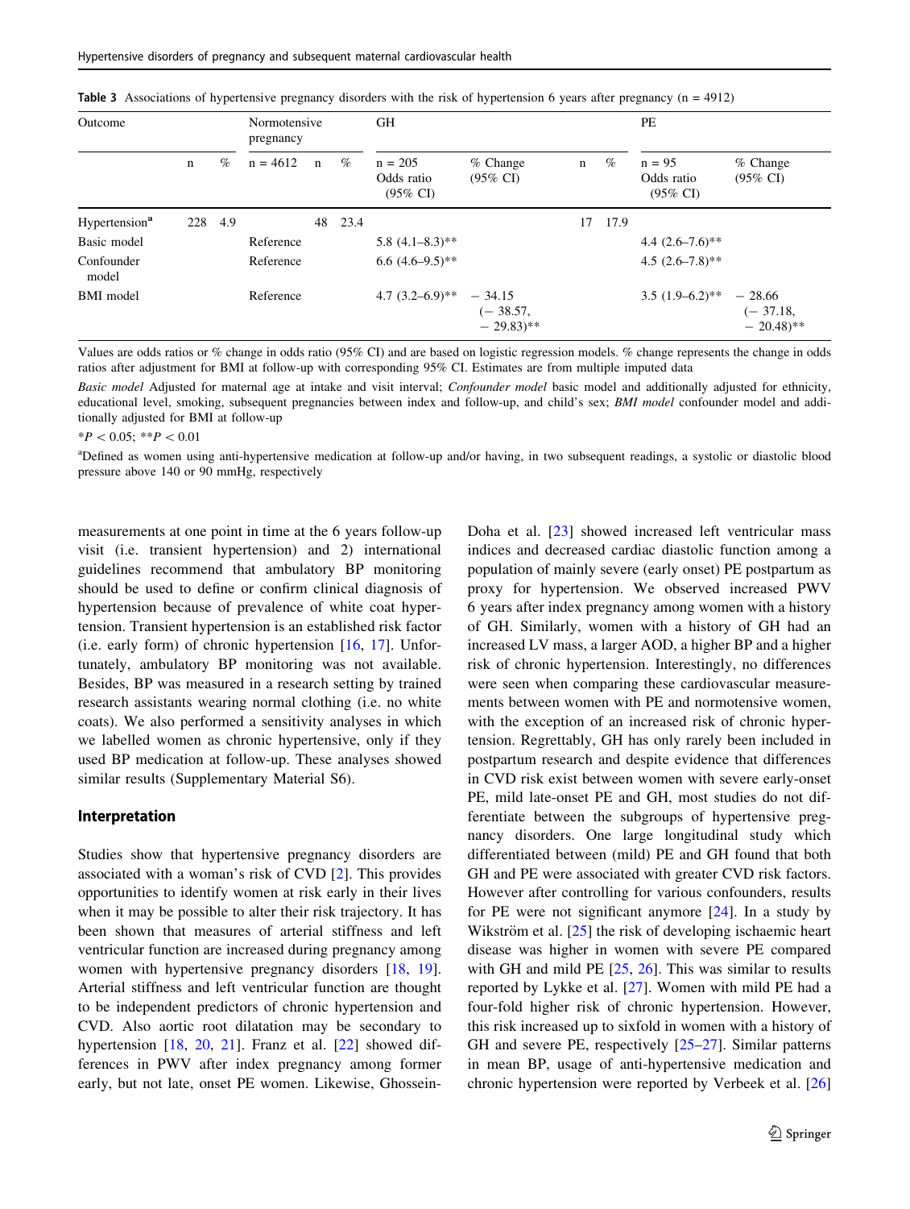**Table 3** Associations of hypertensive pregnancy disorders with the risk of hypertension 6 years after pregnancy (n = 4912)

| Outcome | | | Normotensive pregnancy | GH | | | | PE | | | |
|---|---|---|---|---|---|---|---|---|---|---|---|
| | n | % | n = 4612 | n | % | n = 205 Odds ratio (95% CI) | % Change (95% CI) | n | % | n = 95 Odds ratio (95% CI) | % Change (95% CI) |
| Hypertension[a] | 228 | 4.9 | | 48 | 23.4 | | | 17 | 17.9 | | |
| Basic model | | | Reference | | | 5.8 (4.1–8.3)** | | | | 4.4 (2.6–7.6)** | |
| Confounder model | | | Reference | | | 6.6 (4.6–9.5)** | | | | 4.5 (2.6–7.8)** | |
| BMI model | | | Reference | | | 4.7 (3.2–6.9)** | − 34.15 (− 38.57, − 29.83)** | | | 3.5 (1.9–6.2)** | − 28.66 (− 37.18, − 20.48)** |

Values are odds ratios or % change in odds ratio (95% CI) and are based on logistic regression models. % change represents the change in odds ratios after adjustment for BMI at follow-up with corresponding 95% CI. Estimates are from multiple imputed data

*Basic model* Adjusted for maternal age at intake and visit interval; *Confounder model* basic model and additionally adjusted for ethnicity, educational level, smoking, subsequent pregnancies between index and follow-up, and child's sex; *BMI model* confounder model and additionally adjusted for BMI at follow-up

*$P < 0.05$; **$P < 0.01$

[a]Defined as women using anti-hypertensive medication at follow-up and/or having, in two subsequent readings, a systolic or diastolic blood pressure above 140 or 90 mmHg, respectively

measurements at one point in time at the 6 years follow-up visit (i.e. transient hypertension) and 2) international guidelines recommend that ambulatory BP monitoring should be used to define or confirm clinical diagnosis of hypertension because of prevalence of white coat hypertension. Transient hypertension is an established risk factor (i.e. early form) of chronic hypertension [16, 17]. Unfortunately, ambulatory BP monitoring was not available. Besides, BP was measured in a research setting by trained research assistants wearing normal clothing (i.e. no white coats). We also performed a sensitivity analyses in which we labelled women as chronic hypertensive, only if they used BP medication at follow-up. These analyses showed similar results (Supplementary Material S6).

## Interpretation

Studies show that hypertensive pregnancy disorders are associated with a woman's risk of CVD [2]. This provides opportunities to identify women at risk early in their lives when it may be possible to alter their risk trajectory. It has been shown that measures of arterial stiffness and left ventricular function are increased during pregnancy among women with hypertensive pregnancy disorders [18, 19]. Arterial stiffness and left ventricular function are thought to be independent predictors of chronic hypertension and CVD. Also aortic root dilatation may be secondary to hypertension [18, 20, 21]. Franz et al. [22] showed differences in PWV after index pregnancy among former early, but not late, onset PE women. Likewise, Ghossein-Doha et al. [23] showed increased left ventricular mass indices and decreased cardiac diastolic function among a population of mainly severe (early onset) PE postpartum as proxy for hypertension. We observed increased PWV 6 years after index pregnancy among women with a history of GH. Similarly, women with a history of GH had an increased LV mass, a larger AOD, a higher BP and a higher risk of chronic hypertension. Interestingly, no differences were seen when comparing these cardiovascular measurements between women with PE and normotensive women, with the exception of an increased risk of chronic hypertension. Regrettably, GH has only rarely been included in postpartum research and despite evidence that differences in CVD risk exist between women with severe early-onset PE, mild late-onset PE and GH, most studies do not differentiate between the subgroups of hypertensive pregnancy disorders. One large longitudinal study which differentiated between (mild) PE and GH found that both GH and PE were associated with greater CVD risk factors. However after controlling for various confounders, results for PE were not significant anymore [24]. In a study by Wikström et al. [25] the risk of developing ischaemic heart disease was higher in women with severe PE compared with GH and mild PE [25, 26]. This was similar to results reported by Lykke et al. [27]. Women with mild PE had a four-fold higher risk of chronic hypertension. However, this risk increased up to sixfold in women with a history of GH and severe PE, respectively [25–27]. Similar patterns in mean BP, usage of anti-hypertensive medication and chronic hypertension were reported by Verbeek et al. [26]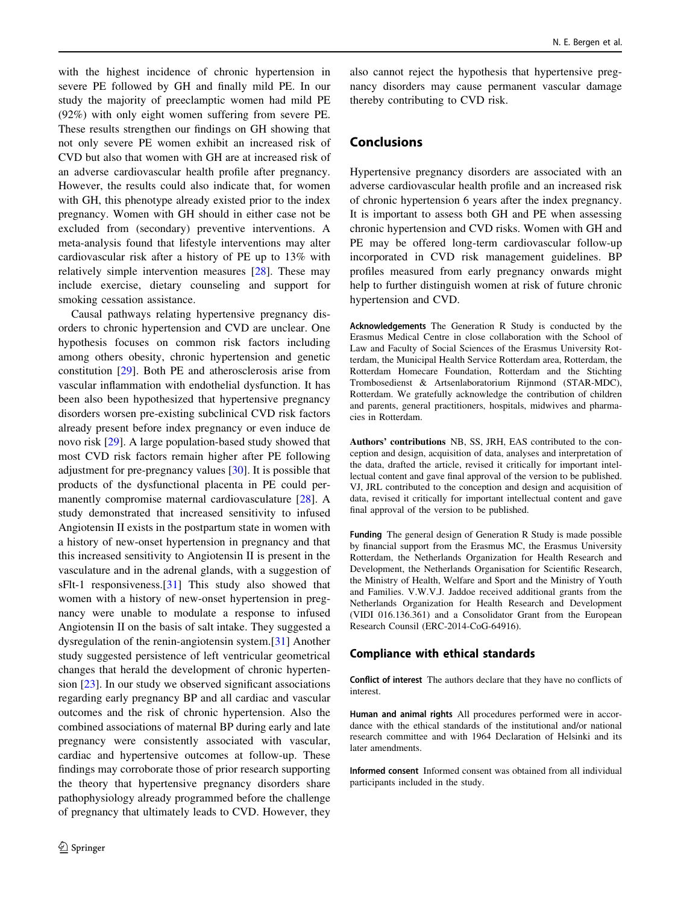with the highest incidence of chronic hypertension in severe PE followed by GH and finally mild PE. In our study the majority of preeclamptic women had mild PE (92%) with only eight women suffering from severe PE. These results strengthen our findings on GH showing that not only severe PE women exhibit an increased risk of CVD but also that women with GH are at increased risk of an adverse cardiovascular health profile after pregnancy. However, the results could also indicate that, for women with GH, this phenotype already existed prior to the index pregnancy. Women with GH should in either case not be excluded from (secondary) preventive interventions. A meta-analysis found that lifestyle interventions may alter cardiovascular risk after a history of PE up to 13% with relatively simple intervention measures [28]. These may include exercise, dietary counseling and support for smoking cessation assistance.

Causal pathways relating hypertensive pregnancy disorders to chronic hypertension and CVD are unclear. One hypothesis focuses on common risk factors including among others obesity, chronic hypertension and genetic constitution [29]. Both PE and atherosclerosis arise from vascular inflammation with endothelial dysfunction. It has been also been hypothesized that hypertensive pregnancy disorders worsen pre-existing subclinical CVD risk factors already present before index pregnancy or even induce de novo risk [29]. A large population-based study showed that most CVD risk factors remain higher after PE following adjustment for pre-pregnancy values [30]. It is possible that products of the dysfunctional placenta in PE could permanently compromise maternal cardiovasculature [28]. A study demonstrated that increased sensitivity to infused Angiotensin II exists in the postpartum state in women with a history of new-onset hypertension in pregnancy and that this increased sensitivity to Angiotensin II is present in the vasculature and in the adrenal glands, with a suggestion of sFlt-1 responsiveness.[31] This study also showed that women with a history of new-onset hypertension in pregnancy were unable to modulate a response to infused Angiotensin II on the basis of salt intake. They suggested a dysregulation of the renin-angiotensin system.[31] Another study suggested persistence of left ventricular geometrical changes that herald the development of chronic hypertension [23]. In our study we observed significant associations regarding early pregnancy BP and all cardiac and vascular outcomes and the risk of chronic hypertension. Also the combined associations of maternal BP during early and late pregnancy were consistently associated with vascular, cardiac and hypertensive outcomes at follow-up. These findings may corroborate those of prior research supporting the theory that hypertensive pregnancy disorders share pathophysiology already programmed before the challenge of pregnancy that ultimately leads to CVD. However, they also cannot reject the hypothesis that hypertensive pregnancy disorders may cause permanent vascular damage thereby contributing to CVD risk.

## Conclusions

Hypertensive pregnancy disorders are associated with an adverse cardiovascular health profile and an increased risk of chronic hypertension 6 years after the index pregnancy. It is important to assess both GH and PE when assessing chronic hypertension and CVD risks. Women with GH and PE may be offered long-term cardiovascular follow-up incorporated in CVD risk management guidelines. BP profiles measured from early pregnancy onwards might help to further distinguish women at risk of future chronic hypertension and CVD.

**Acknowledgements** The Generation R Study is conducted by the Erasmus Medical Centre in close collaboration with the School of Law and Faculty of Social Sciences of the Erasmus University Rotterdam, the Municipal Health Service Rotterdam area, Rotterdam, the Rotterdam Homecare Foundation, Rotterdam and the Stichting Trombosedienst & Artsenlaboratorium Rijnmond (STAR-MDC), Rotterdam. We gratefully acknowledge the contribution of children and parents, general practitioners, hospitals, midwives and pharmacies in Rotterdam.

**Authors' contributions** NB, SS, JRH, EAS contributed to the conception and design, acquisition of data, analyses and interpretation of the data, drafted the article, revised it critically for important intellectual content and gave final approval of the version to be published. VJ, JRL contributed to the conception and design and acquisition of data, revised it critically for important intellectual content and gave final approval of the version to be published.

**Funding** The general design of Generation R Study is made possible by financial support from the Erasmus MC, the Erasmus University Rotterdam, the Netherlands Organization for Health Research and Development, the Netherlands Organisation for Scientific Research, the Ministry of Health, Welfare and Sport and the Ministry of Youth and Families. V.W.V.J. Jaddoe received additional grants from the Netherlands Organization for Health Research and Development (VIDI 016.136.361) and a Consolidator Grant from the European Research Counsil (ERC-2014-CoG-64916).

## Compliance with ethical standards

**Conflict of interest** The authors declare that they have no conflicts of interest.

**Human and animal rights** All procedures performed were in accordance with the ethical standards of the institutional and/or national research committee and with 1964 Declaration of Helsinki and its later amendments.

**Informed consent** Informed consent was obtained from all individual participants included in the study.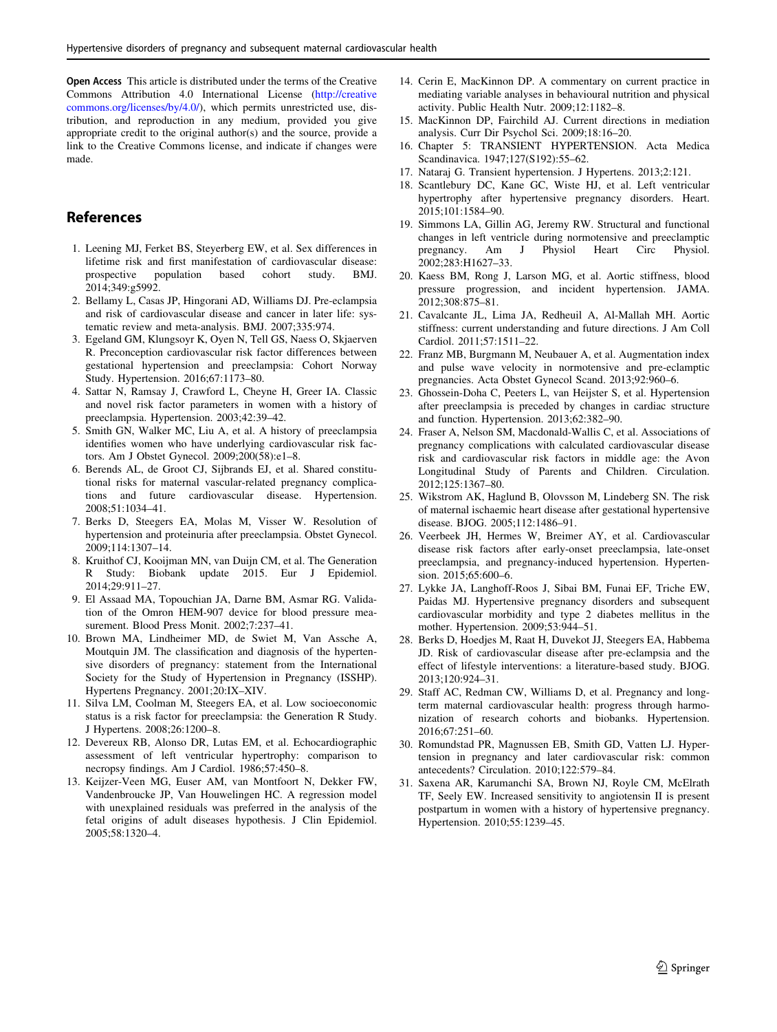**Open Access** This article is distributed under the terms of the Creative Commons Attribution 4.0 International License (http://creativecommons.org/licenses/by/4.0/), which permits unrestricted use, distribution, and reproduction in any medium, provided you give appropriate credit to the original author(s) and the source, provide a link to the Creative Commons license, and indicate if changes were made.

## References

1. Leening MJ, Ferket BS, Steyerberg EW, et al. Sex differences in lifetime risk and first manifestation of cardiovascular disease: prospective population based cohort study. BMJ. 2014;349:g5992.
2. Bellamy L, Casas JP, Hingorani AD, Williams DJ. Pre-eclampsia and risk of cardiovascular disease and cancer in later life: systematic review and meta-analysis. BMJ. 2007;335:974.
3. Egeland GM, Klungsoyr K, Oyen N, Tell GS, Naess O, Skjaerven R. Preconception cardiovascular risk factor differences between gestational hypertension and preeclampsia: Cohort Norway Study. Hypertension. 2016;67:1173–80.
4. Sattar N, Ramsay J, Crawford L, Cheyne H, Greer IA. Classic and novel risk factor parameters in women with a history of preeclampsia. Hypertension. 2003;42:39–42.
5. Smith GN, Walker MC, Liu A, et al. A history of preeclampsia identifies women who have underlying cardiovascular risk factors. Am J Obstet Gynecol. 2009;200(58):e1–8.
6. Berends AL, de Groot CJ, Sijbrands EJ, et al. Shared constitutional risks for maternal vascular-related pregnancy complications and future cardiovascular disease. Hypertension. 2008;51:1034–41.
7. Berks D, Steegers EA, Molas M, Visser W. Resolution of hypertension and proteinuria after preeclampsia. Obstet Gynecol. 2009;114:1307–14.
8. Kruithof CJ, Kooijman MN, van Duijn CM, et al. The Generation R Study: Biobank update 2015. Eur J Epidemiol. 2014;29:911–27.
9. El Assaad MA, Topouchian JA, Darne BM, Asmar RG. Validation of the Omron HEM-907 device for blood pressure measurement. Blood Press Monit. 2002;7:237–41.
10. Brown MA, Lindheimer MD, de Swiet M, Van Assche A, Moutquin JM. The classification and diagnosis of the hypertensive disorders of pregnancy: statement from the International Society for the Study of Hypertension in Pregnancy (ISSHP). Hypertens Pregnancy. 2001;20:IX–XIV.
11. Silva LM, Coolman M, Steegers EA, et al. Low socioeconomic status is a risk factor for preeclampsia: the Generation R Study. J Hypertens. 2008;26:1200–8.
12. Devereux RB, Alonso DR, Lutas EM, et al. Echocardiographic assessment of left ventricular hypertrophy: comparison to necropsy findings. Am J Cardiol. 1986;57:450–8.
13. Keijzer-Veen MG, Euser AM, van Montfoort N, Dekker FW, Vandenbroucke JP, Van Houwelingen HC. A regression model with unexplained residuals was preferred in the analysis of the fetal origins of adult diseases hypothesis. J Clin Epidemiol. 2005;58:1320–4.
14. Cerin E, MacKinnon DP. A commentary on current practice in mediating variable analyses in behavioural nutrition and physical activity. Public Health Nutr. 2009;12:1182–8.
15. MacKinnon DP, Fairchild AJ. Current directions in mediation analysis. Curr Dir Psychol Sci. 2009;18:16–20.
16. Chapter 5: TRANSIENT HYPERTENSION. Acta Medica Scandinavica. 1947;127(S192):55–62.
17. Nataraj G. Transient hypertension. J Hypertens. 2013;2:121.
18. Scantlebury DC, Kane GC, Wiste HJ, et al. Left ventricular hypertrophy after hypertensive pregnancy disorders. Heart. 2015;101:1584–90.
19. Simmons LA, Gillin AG, Jeremy RW. Structural and functional changes in left ventricle during normotensive and preeclamptic pregnancy. Am J Physiol Heart Circ Physiol. 2002;283:H1627–33.
20. Kaess BM, Rong J, Larson MG, et al. Aortic stiffness, blood pressure progression, and incident hypertension. JAMA. 2012;308:875–81.
21. Cavalcante JL, Lima JA, Redheuil A, Al-Mallah MH. Aortic stiffness: current understanding and future directions. J Am Coll Cardiol. 2011;57:1511–22.
22. Franz MB, Burgmann M, Neubauer A, et al. Augmentation index and pulse wave velocity in normotensive and pre-eclamptic pregnancies. Acta Obstet Gynecol Scand. 2013;92:960–6.
23. Ghossein-Doha C, Peeters L, van Heijster S, et al. Hypertension after preeclampsia is preceded by changes in cardiac structure and function. Hypertension. 2013;62:382–90.
24. Fraser A, Nelson SM, Macdonald-Wallis C, et al. Associations of pregnancy complications with calculated cardiovascular disease risk and cardiovascular risk factors in middle age: the Avon Longitudinal Study of Parents and Children. Circulation. 2012;125:1367–80.
25. Wikstrom AK, Haglund B, Olovsson M, Lindeberg SN. The risk of maternal ischaemic heart disease after gestational hypertensive disease. BJOG. 2005;112:1486–91.
26. Veerbeek JH, Hermes W, Breimer AY, et al. Cardiovascular disease risk factors after early-onset preeclampsia, late-onset preeclampsia, and pregnancy-induced hypertension. Hypertension. 2015;65:600–6.
27. Lykke JA, Langhoff-Roos J, Sibai BM, Funai EF, Triche EW, Paidas MJ. Hypertensive pregnancy disorders and subsequent cardiovascular morbidity and type 2 diabetes mellitus in the mother. Hypertension. 2009;53:944–51.
28. Berks D, Hoedjes M, Raat H, Duvekot JJ, Steegers EA, Habbema JD. Risk of cardiovascular disease after pre-eclampsia and the effect of lifestyle interventions: a literature-based study. BJOG. 2013;120:924–31.
29. Staff AC, Redman CW, Williams D, et al. Pregnancy and long-term maternal cardiovascular health: progress through harmonization of research cohorts and biobanks. Hypertension. 2016;67:251–60.
30. Romundstad PR, Magnussen EB, Smith GD, Vatten LJ. Hypertension in pregnancy and later cardiovascular risk: common antecedents? Circulation. 2010;122:579–84.
31. Saxena AR, Karumanchi SA, Brown NJ, Royle CM, McElrath TF, Seely EW. Increased sensitivity to angiotensin II is present postpartum in women with a history of hypertensive pregnancy. Hypertension. 2010;55:1239–45.